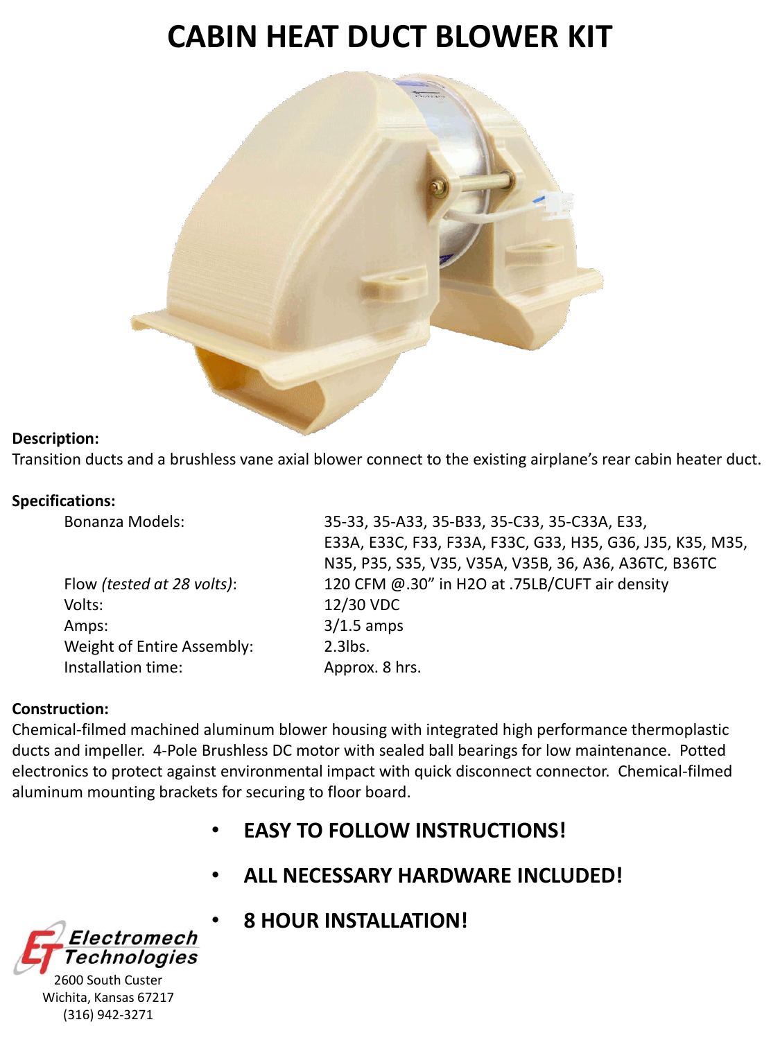# CABIN HEAT DUCT BLOWER KIT

**Description:**

Transition ducts and a brushless vane axial blower connect to the existing airplane's rear cabin heater duct.

**Specifications:**

| | |
|---|---|
| Bonanza Models: | 35-33, 35-A33, 35-B33, 35-C33, 35-C33A, E33, E33A, E33C, F33, F33A, F33C, G33, H35, G36, J35, K35, M35, N35, P35, S35, V35, V35A, V35B, 36, A36, A36TC, B36TC |
| Flow *(tested at 28 volts)*: | 120 CFM @.30" in H2O at .75LB/CUFT air density |
| Volts: | 12/30 VDC |
| Amps: | 3/1.5 amps |
| Weight of Entire Assembly: | 2.3lbs. |
| Installation time: | Approx. 8 hrs. |

**Construction:**

Chemical-filmed machined aluminum blower housing with integrated high performance thermoplastic ducts and impeller. 4-Pole Brushless DC motor with sealed ball bearings for low maintenance. Potted electronics to protect against environmental impact with quick disconnect connector. Chemical-filmed aluminum mounting brackets for securing to floor board.

- **EASY TO FOLLOW INSTRUCTIONS!**
- **ALL NECESSARY HARDWARE INCLUDED!**
- **8 HOUR INSTALLATION!**

Electromech Technologies
2600 South Custer
Wichita, Kansas 67217
(316) 942-3271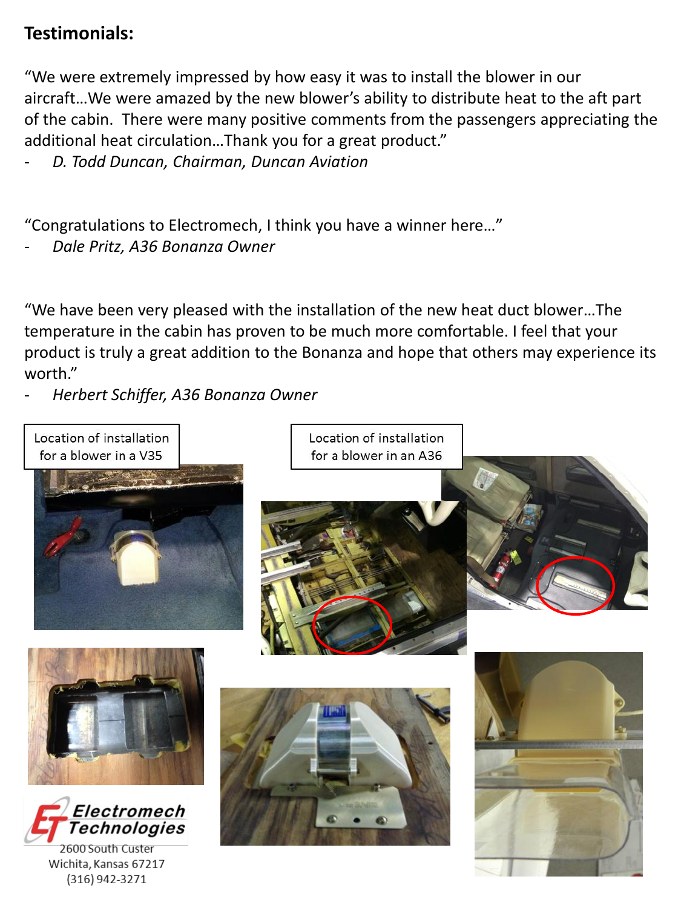## Testimonials:

"We were extremely impressed by how easy it was to install the blower in our aircraft…We were amazed by the new blower's ability to distribute heat to the aft part of the cabin. There were many positive comments from the passengers appreciating the additional heat circulation…Thank you for a great product."

- *D. Todd Duncan, Chairman, Duncan Aviation*

"Congratulations to Electromech, I think you have a winner here…"

- *Dale Pritz, A36 Bonanza Owner*

"We have been very pleased with the installation of the new heat duct blower…The temperature in the cabin has proven to be much more comfortable. I feel that your product is truly a great addition to the Bonanza and hope that others may experience its worth."

- *Herbert Schiffer, A36 Bonanza Owner*

Location of installation for a blower in a V35

Location of installation for a blower in an A36

Electromech Technologies
2600 South Custer
Wichita, Kansas 67217
(316) 942-3271